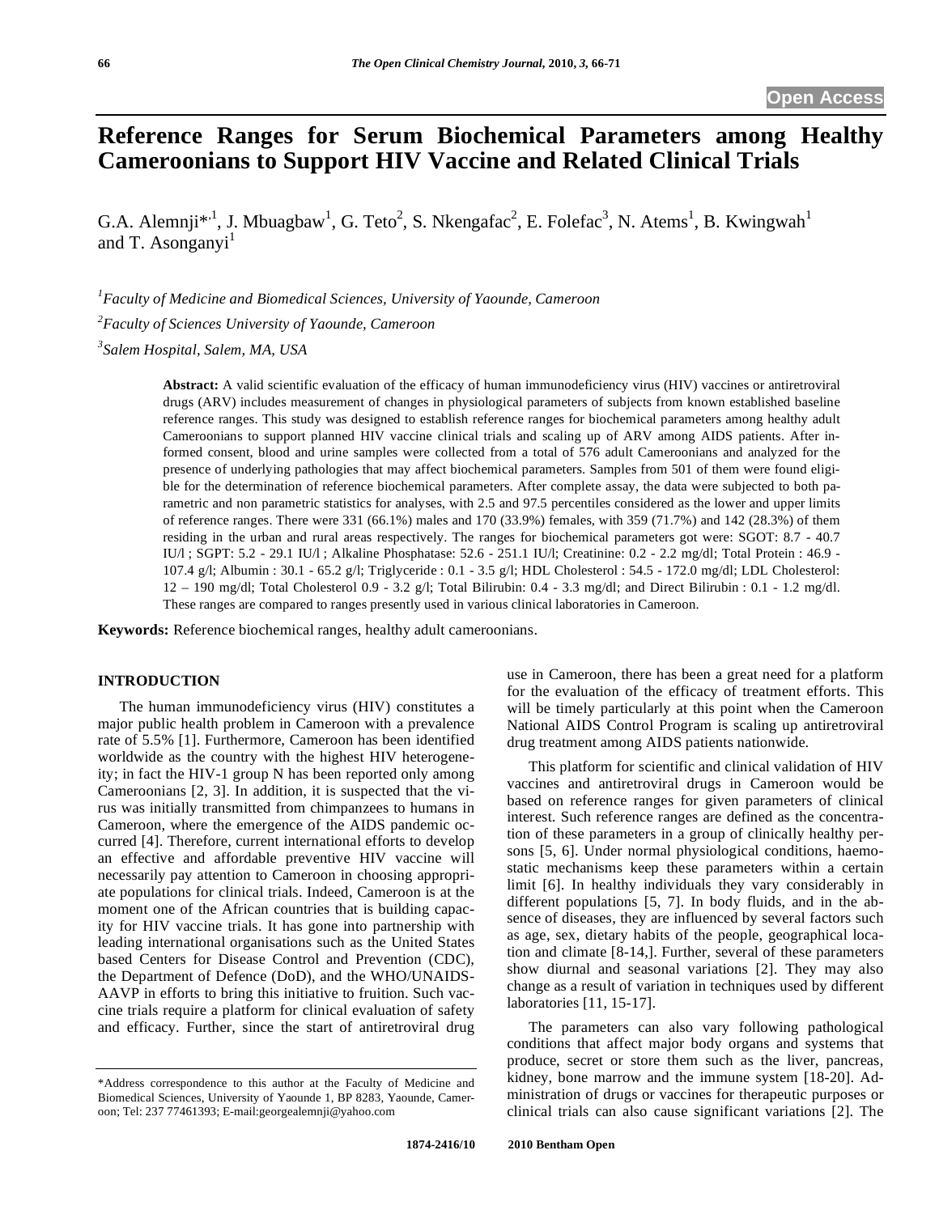# Reference Ranges for Serum Biochemical Parameters among Healthy Cameroonians to Support HIV Vaccine and Related Clinical Trials

G.A. Alemnji*[,1], J. Mbuagbaw[1], G. Teto[2], S. Nkengafac[2], E. Folefac[3], N. Atems[1], B. Kwingwah[1] and T. Asonganyi[1]

[1]*Faculty of Medicine and Biomedical Sciences, University of Yaounde, Cameroon*

[2]*Faculty of Sciences University of Yaounde, Cameroon*

[3]*Salem Hospital, Salem, MA, USA*

**Abstract:** A valid scientific evaluation of the efficacy of human immunodeficiency virus (HIV) vaccines or antiretroviral drugs (ARV) includes measurement of changes in physiological parameters of subjects from known established baseline reference ranges. This study was designed to establish reference ranges for biochemical parameters among healthy adult Cameroonians to support planned HIV vaccine clinical trials and scaling up of ARV among AIDS patients. After informed consent, blood and urine samples were collected from a total of 576 adult Cameroonians and analyzed for the presence of underlying pathologies that may affect biochemical parameters. Samples from 501 of them were found eligible for the determination of reference biochemical parameters. After complete assay, the data were subjected to both parametric and non parametric statistics for analyses, with 2.5 and 97.5 percentiles considered as the lower and upper limits of reference ranges. There were 331 (66.1%) males and 170 (33.9%) females, with 359 (71.7%) and 142 (28.3%) of them residing in the urban and rural areas respectively. The ranges for biochemical parameters got were: SGOT: 8.7 - 40.7 IU/l ; SGPT: 5.2 - 29.1 IU/l ; Alkaline Phosphatase: 52.6 - 251.1 IU/l; Creatinine: 0.2 - 2.2 mg/dl; Total Protein : 46.9 - 107.4 g/l; Albumin : 30.1 - 65.2 g/l; Triglyceride : 0.1 - 3.5 g/l; HDL Cholesterol : 54.5 - 172.0 mg/dl; LDL Cholesterol: 12 – 190 mg/dl; Total Cholesterol 0.9 - 3.2 g/l; Total Bilirubin: 0.4 - 3.3 mg/dl; and Direct Bilirubin : 0.1 - 1.2 mg/dl. These ranges are compared to ranges presently used in various clinical laboratories in Cameroon.

**Keywords:** Reference biochemical ranges, healthy adult cameroonians.

## INTRODUCTION

The human immunodeficiency virus (HIV) constitutes a major public health problem in Cameroon with a prevalence rate of 5.5% [1]. Furthermore, Cameroon has been identified worldwide as the country with the highest HIV heterogeneity; in fact the HIV-1 group N has been reported only among Cameroonians [2, 3]. In addition, it is suspected that the virus was initially transmitted from chimpanzees to humans in Cameroon, where the emergence of the AIDS pandemic occurred [4]. Therefore, current international efforts to develop an effective and affordable preventive HIV vaccine will necessarily pay attention to Cameroon in choosing appropriate populations for clinical trials. Indeed, Cameroon is at the moment one of the African countries that is building capacity for HIV vaccine trials. It has gone into partnership with leading international organisations such as the United States based Centers for Disease Control and Prevention (CDC), the Department of Defence (DoD), and the WHO/UNAIDS-AAVP in efforts to bring this initiative to fruition. Such vaccine trials require a platform for clinical evaluation of safety and efficacy. Further, since the start of antiretroviral drug use in Cameroon, there has been a great need for a platform for the evaluation of the efficacy of treatment efforts. This will be timely particularly at this point when the Cameroon National AIDS Control Program is scaling up antiretroviral drug treatment among AIDS patients nationwide.

This platform for scientific and clinical validation of HIV vaccines and antiretroviral drugs in Cameroon would be based on reference ranges for given parameters of clinical interest. Such reference ranges are defined as the concentration of these parameters in a group of clinically healthy persons [5, 6]. Under normal physiological conditions, haemostatic mechanisms keep these parameters within a certain limit [6]. In healthy individuals they vary considerably in different populations [5, 7]. In body fluids, and in the absence of diseases, they are influenced by several factors such as age, sex, dietary habits of the people, geographical location and climate [8-14,]. Further, several of these parameters show diurnal and seasonal variations [2]. They may also change as a result of variation in techniques used by different laboratories [11, 15-17].

The parameters can also vary following pathological conditions that affect major body organs and systems that produce, secrete or store them such as the liver, pancreas, kidney, bone marrow and the immune system [18-20]. Administration of drugs or vaccines for therapeutic purposes or clinical trials can also cause significant variations [2]. The

*Address correspondence to this author at the Faculty of Medicine and Biomedical Sciences, University of Yaounde 1, BP 8283, Yaounde, Cameroon; Tel: 237 77461393; E-mail:georgealemnji@yahoo.com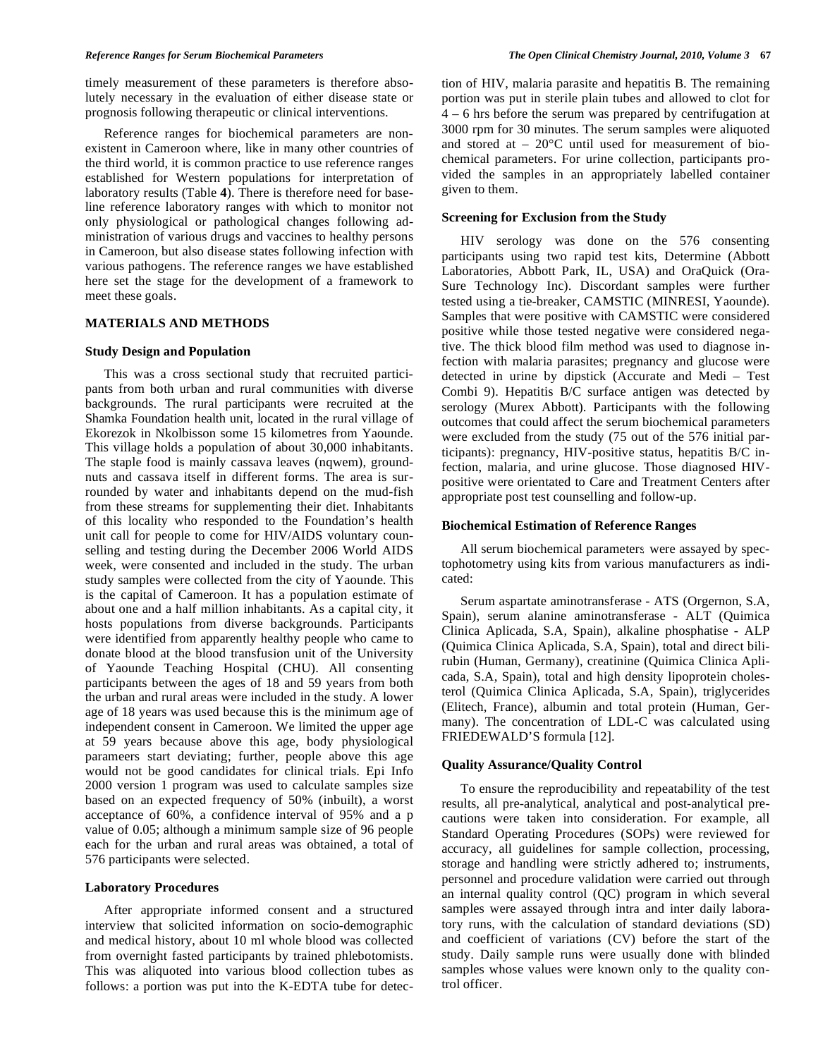timely measurement of these parameters is therefore absolutely necessary in the evaluation of either disease state or prognosis following therapeutic or clinical interventions.

Reference ranges for biochemical parameters are nonexistent in Cameroon where, like in many other countries of the third world, it is common practice to use reference ranges established for Western populations for interpretation of laboratory results (Table **4**). There is therefore need for baseline reference laboratory ranges with which to monitor not only physiological or pathological changes following administration of various drugs and vaccines to healthy persons in Cameroon, but also disease states following infection with various pathogens. The reference ranges we have established here set the stage for the development of a framework to meet these goals.

## MATERIALS AND METHODS

### Study Design and Population

This was a cross sectional study that recruited participants from both urban and rural communities with diverse backgrounds. The rural participants were recruited at the Shamka Foundation health unit, located in the rural village of Ekorezok in Nkolbisson some 15 kilometres from Yaounde. This village holds a population of about 30,000 inhabitants. The staple food is mainly cassava leaves (nqwem), groundnuts and cassava itself in different forms. The area is surrounded by water and inhabitants depend on the mud-fish from these streams for supplementing their diet. Inhabitants of this locality who responded to the Foundation's health unit call for people to come for HIV/AIDS voluntary counselling and testing during the December 2006 World AIDS week, were consented and included in the study. The urban study samples were collected from the city of Yaounde. This is the capital of Cameroon. It has a population estimate of about one and a half million inhabitants. As a capital city, it hosts populations from diverse backgrounds. Participants were identified from apparently healthy people who came to donate blood at the blood transfusion unit of the University of Yaounde Teaching Hospital (CHU). All consenting participants between the ages of 18 and 59 years from both the urban and rural areas were included in the study. A lower age of 18 years was used because this is the minimum age of independent consent in Cameroon. We limited the upper age at 59 years because above this age, body physiological parameers start deviating; further, people above this age would not be good candidates for clinical trials. Epi Info 2000 version 1 program was used to calculate samples size based on an expected frequency of 50% (inbuilt), a worst acceptance of 60%, a confidence interval of 95% and a p value of 0.05; although a minimum sample size of 96 people each for the urban and rural areas was obtained, a total of 576 participants were selected.

### Laboratory Procedures

After appropriate informed consent and a structured interview that solicited information on socio-demographic and medical history, about 10 ml whole blood was collected from overnight fasted participants by trained phlebotomists. This was aliquoted into various blood collection tubes as follows: a portion was put into the K-EDTA tube for detection of HIV, malaria parasite and hepatitis B. The remaining portion was put in sterile plain tubes and allowed to clot for 4 – 6 hrs before the serum was prepared by centrifugation at 3000 rpm for 30 minutes. The serum samples were aliquoted and stored at – 20°C until used for measurement of biochemical parameters. For urine collection, participants provided the samples in an appropriately labelled container given to them.

### Screening for Exclusion from the Study

HIV serology was done on the 576 consenting participants using two rapid test kits, Determine (Abbott Laboratories, Abbott Park, IL, USA) and OraQuick (OraSure Technology Inc). Discordant samples were further tested using a tie-breaker, CAMSTIC (MINRESI, Yaounde). Samples that were positive with CAMSTIC were considered positive while those tested negative were considered negative. The thick blood film method was used to diagnose infection with malaria parasites; pregnancy and glucose were detected in urine by dipstick (Accurate and Medi – Test Combi 9). Hepatitis B/C surface antigen was detected by serology (Murex Abbott). Participants with the following outcomes that could affect the serum biochemical parameters were excluded from the study (75 out of the 576 initial participants): pregnancy, HIV-positive status, hepatitis B/C infection, malaria, and urine glucose. Those diagnosed HIV-positive were orientated to Care and Treatment Centers after appropriate post test counselling and follow-up.

### Biochemical Estimation of Reference Ranges

All serum biochemical parameters were assayed by spectophotometry using kits from various manufacturers as indicated:

Serum aspartate aminotransferase - ATS (Orgernon, S.A, Spain), serum alanine aminotransferase - ALT (Quimica Clinica Aplicada, S.A, Spain), alkaline phosphatise - ALP (Quimica Clinica Aplicada, S.A, Spain), total and direct bilirubin (Human, Germany), creatinine (Quimica Clinica Aplicada, S.A, Spain), total and high density lipoprotein cholesterol (Quimica Clinica Aplicada, S.A, Spain), triglycerides (Elitech, France), albumin and total protein (Human, Germany). The concentration of LDL-C was calculated using FRIEDEWALD'S formula [12].

### Quality Assurance/Quality Control

To ensure the reproducibility and repeatability of the test results, all pre-analytical, analytical and post-analytical precautions were taken into consideration. For example, all Standard Operating Procedures (SOPs) were reviewed for accuracy, all guidelines for sample collection, processing, storage and handling were strictly adhered to; instruments, personnel and procedure validation were carried out through an internal quality control (QC) program in which several samples were assayed through intra and inter daily laboratory runs, with the calculation of standard deviations (SD) and coefficient of variations (CV) before the start of the study. Daily sample runs were usually done with blinded samples whose values were known only to the quality control officer.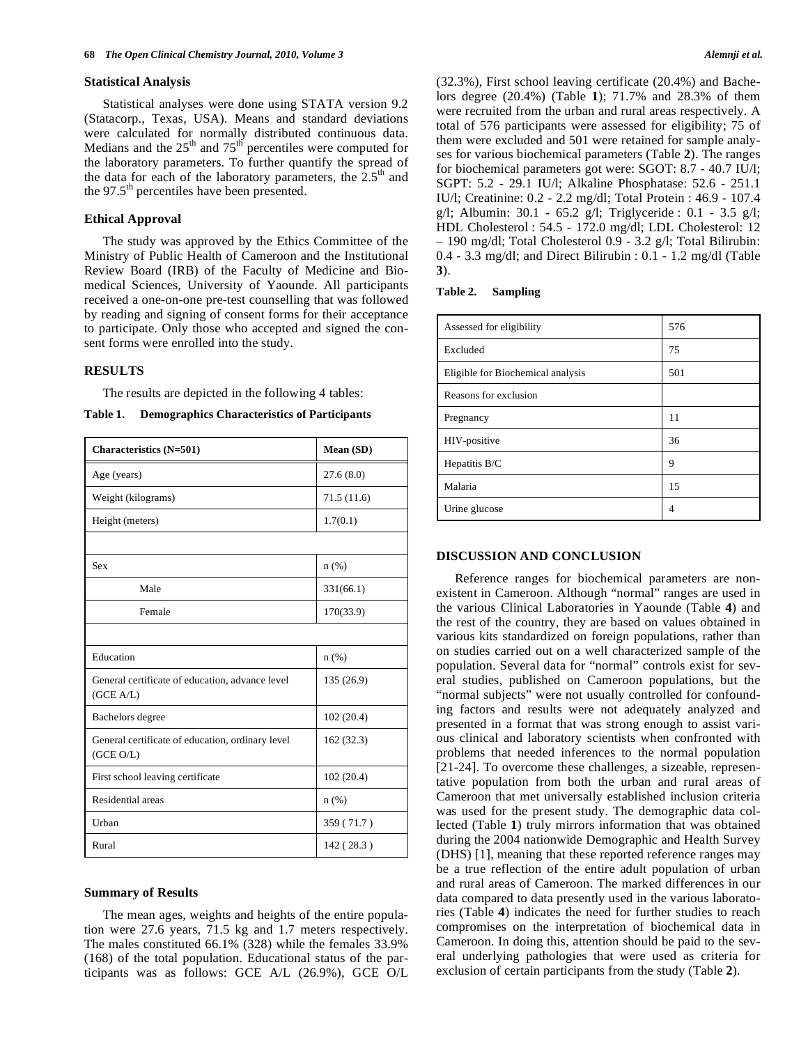### Statistical Analysis

Statistical analyses were done using STATA version 9.2 (Statacorp., Texas, USA). Means and standard deviations were calculated for normally distributed continuous data. Medians and the 25th and 75th percentiles were computed for the laboratory parameters. To further quantify the spread of the data for each of the laboratory parameters, the 2.5th and the 97.5th percentiles have been presented.

### Ethical Approval

The study was approved by the Ethics Committee of the Ministry of Public Health of Cameroon and the Institutional Review Board (IRB) of the Faculty of Medicine and Biomedical Sciences, University of Yaounde. All participants received a one-on-one pre-test counselling that was followed by reading and signing of consent forms for their acceptance to participate. Only those who accepted and signed the consent forms were enrolled into the study.

## RESULTS

The results are depicted in the following 4 tables:

**Table 1. Demographics Characteristics of Participants**

| Characteristics (N=501) | Mean (SD) |
|---|---|
| Age (years) | 27.6 (8.0) |
| Weight (kilograms) | 71.5 (11.6) |
| Height (meters) | 1.7(0.1) |
| | |
| Sex | n (%) |
| Male | 331(66.1) |
| Female | 170(33.9) |
| | |
| Education | n (%) |
| General certificate of education, advance level (GCE A/L) | 135 (26.9) |
| Bachelors degree | 102 (20.4) |
| General certificate of education, ordinary level (GCE O/L) | 162 (32.3) |
| First school leaving certificate | 102 (20.4) |
| Residential areas | n (%) |
| Urban | 359 ( 71.7 ) |
| Rural | 142 ( 28.3 ) |

### Summary of Results

The mean ages, weights and heights of the entire population were 27.6 years, 71.5 kg and 1.7 meters respectively. The males constituted 66.1% (328) while the females 33.9% (168) of the total population. Educational status of the participants was as follows: GCE A/L (26.9%), GCE O/L (32.3%), First school leaving certificate (20.4%) and Bachelors degree (20.4%) (Table **1**); 71.7% and 28.3% of them were recruited from the urban and rural areas respectively. A total of 576 participants were assessed for eligibility; 75 of them were excluded and 501 were retained for sample analyses for various biochemical parameters (Table **2**). The ranges for biochemical parameters got were: SGOT: 8.7 - 40.7 IU/l; SGPT: 5.2 - 29.1 IU/l; Alkaline Phosphatase: 52.6 - 251.1 IU/l; Creatinine: 0.2 - 2.2 mg/dl; Total Protein : 46.9 - 107.4 g/l; Albumin: 30.1 - 65.2 g/l; Triglyceride : 0.1 - 3.5 g/l; HDL Cholesterol : 54.5 - 172.0 mg/dl; LDL Cholesterol: 12 – 190 mg/dl; Total Cholesterol 0.9 - 3.2 g/l; Total Bilirubin: 0.4 - 3.3 mg/dl; and Direct Bilirubin : 0.1 - 1.2 mg/dl (Table **3**).

**Table 2. Sampling**

| Assessed for eligibility | 576 |
|---|---|
| Excluded | 75 |
| Eligible for Biochemical analysis | 501 |
| Reasons for exclusion | |
| Pregnancy | 11 |
| HIV-positive | 36 |
| Hepatitis B/C | 9 |
| Malaria | 15 |
| Urine glucose | 4 |

## DISCUSSION AND CONCLUSION

Reference ranges for biochemical parameters are nonexistent in Cameroon. Although "normal" ranges are used in the various Clinical Laboratories in Yaounde (Table **4**) and the rest of the country, they are based on values obtained in various kits standardized on foreign populations, rather than on studies carried out on a well characterized sample of the population. Several data for "normal" controls exist for several studies, published on Cameroon populations, but the "normal subjects" were not usually controlled for confounding factors and results were not adequately analyzed and presented in a format that was strong enough to assist various clinical and laboratory scientists when confronted with problems that needed inferences to the normal population [21-24]. To overcome these challenges, a sizeable, representative population from both the urban and rural areas of Cameroon that met universally established inclusion criteria was used for the present study. The demographic data collected (Table **1**) truly mirrors information that was obtained during the 2004 nationwide Demographic and Health Survey (DHS) [1], meaning that these reported reference ranges may be a true reflection of the entire adult population of urban and rural areas of Cameroon. The marked differences in our data compared to data presently used in the various laboratories (Table **4**) indicates the need for further studies to reach compromises on the interpretation of biochemical data in Cameroon. In doing this, attention should be paid to the several underlying pathologies that were used as criteria for exclusion of certain participants from the study (Table **2**).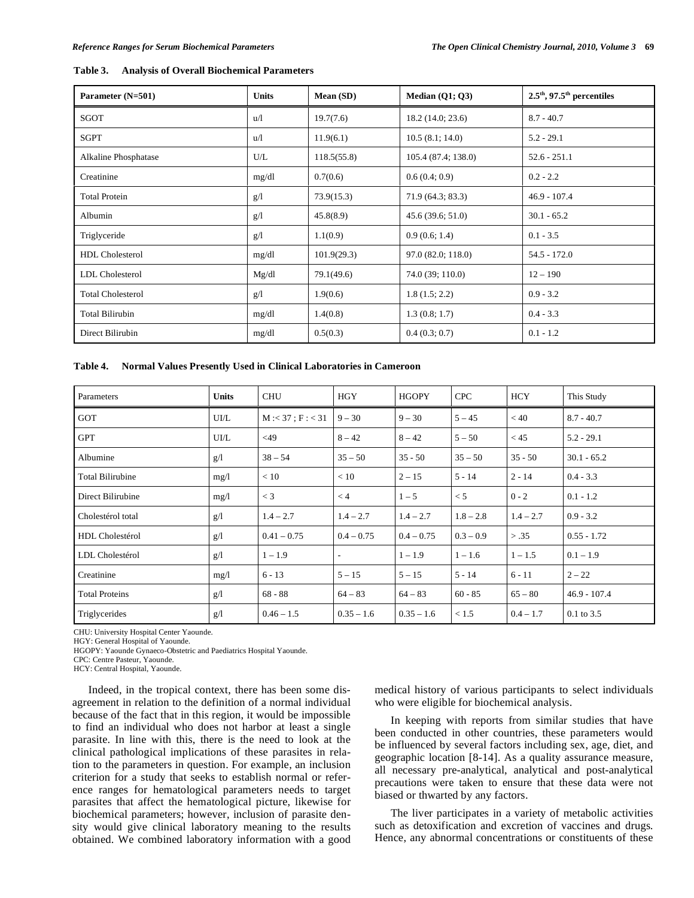**Table 3. Analysis of Overall Biochemical Parameters**

| Parameter (N=501) | Units | Mean (SD) | Median (Q1; Q3) | 2.5th, 97.5th percentiles |
|---|---|---|---|---|
| SGOT | u/l | 19.7(7.6) | 18.2 (14.0; 23.6) | 8.7 - 40.7 |
| SGPT | u/l | 11.9(6.1) | 10.5 (8.1; 14.0) | 5.2 - 29.1 |
| Alkaline Phosphatase | U/L | 118.5(55.8) | 105.4 (87.4; 138.0) | 52.6 - 251.1 |
| Creatinine | mg/dl | 0.7(0.6) | 0.6 (0.4; 0.9) | 0.2 - 2.2 |
| Total Protein | g/l | 73.9(15.3) | 71.9 (64.3; 83.3) | 46.9 - 107.4 |
| Albumin | g/l | 45.8(8.9) | 45.6 (39.6; 51.0) | 30.1 - 65.2 |
| Triglyceride | g/l | 1.1(0.9) | 0.9 (0.6; 1.4) | 0.1 - 3.5 |
| HDL Cholesterol | mg/dl | 101.9(29.3) | 97.0 (82.0; 118.0) | 54.5 - 172.0 |
| LDL Cholesterol | Mg/dl | 79.1(49.6) | 74.0 (39; 110.0) | 12 – 190 |
| Total Cholesterol | g/l | 1.9(0.6) | 1.8 (1.5; 2.2) | 0.9 - 3.2 |
| Total Bilirubin | mg/dl | 1.4(0.8) | 1.3 (0.8; 1.7) | 0.4 - 3.3 |
| Direct Bilirubin | mg/dl | 0.5(0.3) | 0.4 (0.3; 0.7) | 0.1 - 1.2 |

**Table 4. Normal Values Presently Used in Clinical Laboratories in Cameroon**

| Parameters | Units | CHU | HGY | HGOPY | CPC | HCY | This Study |
|---|---|---|---|---|---|---|---|
| GOT | UI/L | M :< 37 ; F : < 31 | 9 – 30 | 9 – 30 | 5 – 45 | < 40 | 8.7 - 40.7 |
| GPT | UI/L | <49 | 8 – 42 | 8 – 42 | 5 – 50 | < 45 | 5.2 - 29.1 |
| Albumine | g/l | 38 – 54 | 35 – 50 | 35 - 50 | 35 – 50 | 35 - 50 | 30.1 - 65.2 |
| Total Bilirubine | mg/l | < 10 | < 10 | 2 – 15 | 5 - 14 | 2 - 14 | 0.4 - 3.3 |
| Direct Bilirubine | mg/l | < 3 | < 4 | 1 – 5 | < 5 | 0 - 2 | 0.1 - 1.2 |
| Cholestérol total | g/l | 1.4 – 2.7 | 1.4 – 2.7 | 1.4 – 2.7 | 1.8 – 2.8 | 1.4 – 2.7 | 0.9 - 3.2 |
| HDL Cholestérol | g/l | 0.41 – 0.75 | 0.4 – 0.75 | 0.4 – 0.75 | 0.3 – 0.9 | > .35 | 0.55 - 1.72 |
| LDL Cholestérol | g/l | 1 – 1.9 | - | 1 – 1.9 | 1 – 1.6 | 1 – 1.5 | 0.1 – 1.9 |
| Creatinine | mg/l | 6 - 13 | 5 – 15 | 5 – 15 | 5 - 14 | 6 - 11 | 2 – 22 |
| Total Proteins | g/l | 68 - 88 | 64 – 83 | 64 – 83 | 60 - 85 | 65 – 80 | 46.9 - 107.4 |
| Triglycerides | g/l | 0.46 – 1.5 | 0.35 – 1.6 | 0.35 – 1.6 | < 1.5 | 0.4 – 1.7 | 0.1 to 3.5 |

CHU: University Hospital Center Yaounde.
HGY: General Hospital of Yaounde.
HGOPY: Yaounde Gynaeco-Obstetric and Paediatrics Hospital Yaounde.
CPC: Centre Pasteur, Yaounde.
HCY: Central Hospital, Yaounde.

Indeed, in the tropical context, there has been some disagreement in relation to the definition of a normal individual because of the fact that in this region, it would be impossible to find an individual who does not harbor at least a single parasite. In line with this, there is the need to look at the clinical pathological implications of these parasites in relation to the parameters in question. For example, an inclusion criterion for a study that seeks to establish normal or reference ranges for hematological parameters needs to target parasites that affect the hematological picture, likewise for biochemical parameters; however, inclusion of parasite density would give clinical laboratory meaning to the results obtained. We combined laboratory information with a good medical history of various participants to select individuals who were eligible for biochemical analysis.

In keeping with reports from similar studies that have been conducted in other countries, these parameters would be influenced by several factors including sex, age, diet, and geographic location [8-14]. As a quality assurance measure, all necessary pre-analytical, analytical and post-analytical precautions were taken to ensure that these data were not biased or thwarted by any factors.

The liver participates in a variety of metabolic activities such as detoxification and excretion of vaccines and drugs. Hence, any abnormal concentrations or constituents of these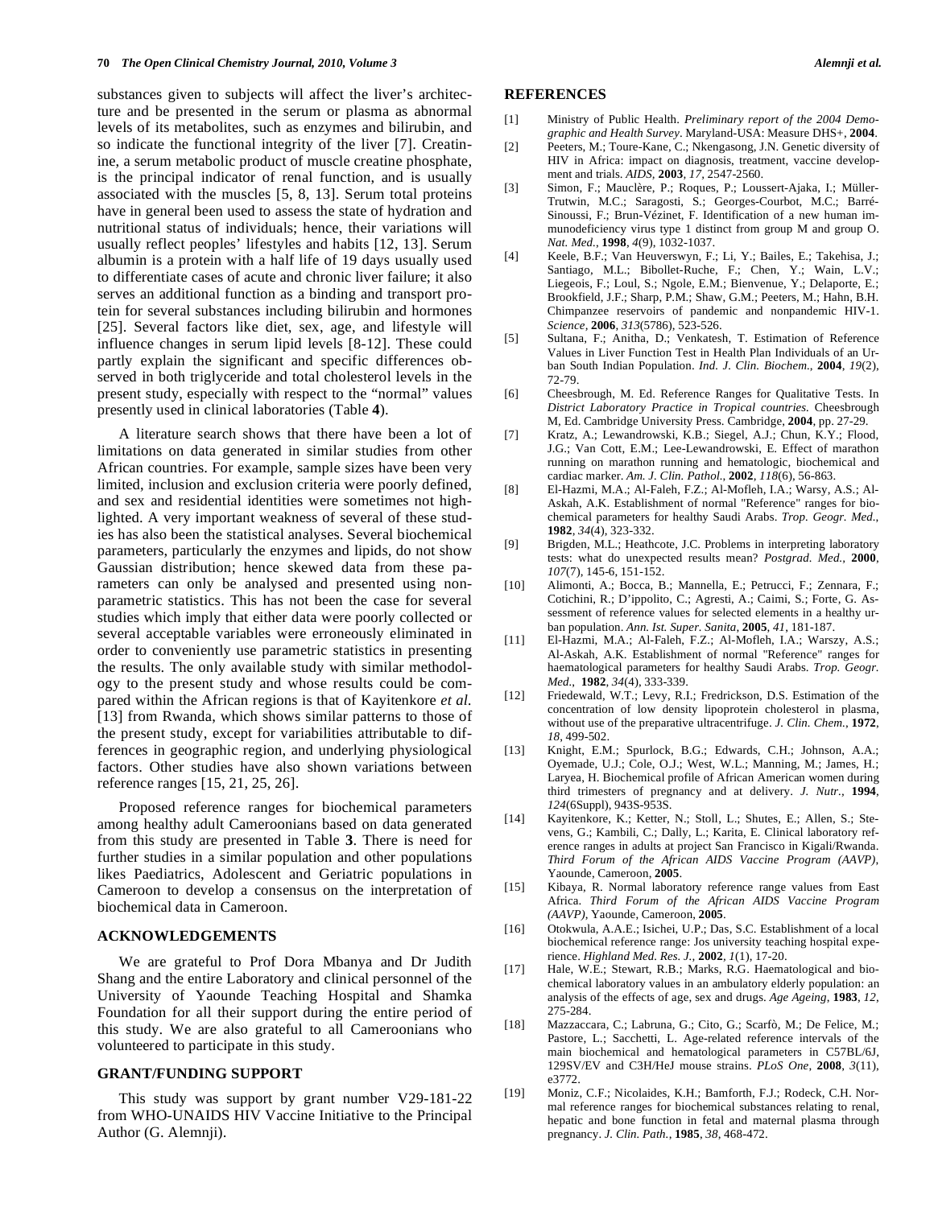substances given to subjects will affect the liver's architecture and be presented in the serum or plasma as abnormal levels of its metabolites, such as enzymes and bilirubin, and so indicate the functional integrity of the liver [7]. Creatinine, a serum metabolic product of muscle creatine phosphate, is the principal indicator of renal function, and is usually associated with the muscles [5, 8, 13]. Serum total proteins have in general been used to assess the state of hydration and nutritional status of individuals; hence, their variations will usually reflect peoples' lifestyles and habits [12, 13]. Serum albumin is a protein with a half life of 19 days usually used to differentiate cases of acute and chronic liver failure; it also serves an additional function as a binding and transport protein for several substances including bilirubin and hormones [25]. Several factors like diet, sex, age, and lifestyle will influence changes in serum lipid levels [8-12]. These could partly explain the significant and specific differences observed in both triglyceride and total cholesterol levels in the present study, especially with respect to the "normal" values presently used in clinical laboratories (Table **4**).

A literature search shows that there have been a lot of limitations on data generated in similar studies from other African countries. For example, sample sizes have been very limited, inclusion and exclusion criteria were poorly defined, and sex and residential identities were sometimes not highlighted. A very important weakness of several of these studies has also been the statistical analyses. Several biochemical parameters, particularly the enzymes and lipids, do not show Gaussian distribution; hence skewed data from these parameters can only be analysed and presented using non-parametric statistics. This has not been the case for several studies which imply that either data were poorly collected or several acceptable variables were erroneously eliminated in order to conveniently use parametric statistics in presenting the results. The only available study with similar methodology to the present study and whose results could be compared within the African regions is that of Kayitenkore *et al.* [13] from Rwanda, which shows similar patterns to those of the present study, except for variabilities attributable to differences in geographic region, and underlying physiological factors. Other studies have also shown variations between reference ranges [15, 21, 25, 26].

Proposed reference ranges for biochemical parameters among healthy adult Cameroonians based on data generated from this study are presented in Table **3**. There is need for further studies in a similar population and other populations likes Paediatrics, Adolescent and Geriatric populations in Cameroon to develop a consensus on the interpretation of biochemical data in Cameroon.

## ACKNOWLEDGEMENTS

We are grateful to Prof Dora Mbanya and Dr Judith Shang and the entire Laboratory and clinical personnel of the University of Yaounde Teaching Hospital and Shamka Foundation for all their support during the entire period of this study. We are also grateful to all Cameroonians who volunteered to participate in this study.

## GRANT/FUNDING SUPPORT

This study was support by grant number V29-181-22 from WHO-UNAIDS HIV Vaccine Initiative to the Principal Author (G. Alemnji).

## REFERENCES

[1] Ministry of Public Health. *Preliminary report of the 2004 Demographic and Health Survey*. Maryland-USA: Measure DHS+, **2004**.

[2] Peeters, M.; Toure-Kane, C.; Nkengasong, J.N. Genetic diversity of HIV in Africa: impact on diagnosis, treatment, vaccine development and trials. *AIDS*, **2003**, *17*, 2547-2560.

[3] Simon, F.; Mauclère, P.; Roques, P.; Loussert-Ajaka, I.; Müller-Trutwin, M.C.; Saragosti, S.; Georges-Courbot, M.C.; Barré-Sinoussi, F.; Brun-Vézinet, F. Identification of a new human immunodeficiency virus type 1 distinct from group M and group O. *Nat. Med.*, **1998**, *4*(9), 1032-1037.

[4] Keele, B.F.; Van Heuverswyn, F.; Li, Y.; Bailes, E.; Takehisa, J.; Santiago, M.L.; Bibollet-Ruche, F.; Chen, Y.; Wain, L.V.; Liegeois, F.; Loul, S.; Ngole, E.M.; Bienvenue, Y.; Delaporte, E.; Brookfield, J.F.; Sharp, P.M.; Shaw, G.M.; Peeters, M.; Hahn, B.H. Chimpanzee reservoirs of pandemic and nonpandemic HIV-1. *Science*, **2006**, *313*(5786), 523-526.

[5] Sultana, F.; Anitha, D.; Venkatesh, T. Estimation of Reference Values in Liver Function Test in Health Plan Individuals of an Urban South Indian Population. *Ind. J. Clin. Biochem.*, **2004**, *19*(2), 72-79.

[6] Cheesbrough, M. Ed. Reference Ranges for Qualitative Tests. In *District Laboratory Practice in Tropical countries*. Cheesbrough M, Ed. Cambridge University Press. Cambridge, **2004**, pp. 27-29.

[7] Kratz, A.; Lewandrowski, K.B.; Siegel, A.J.; Chun, K.Y.; Flood, J.G.; Van Cott, E.M.; Lee-Lewandrowski, E. Effect of marathon running on marathon running and hematologic, biochemical and cardiac marker. *Am. J. Clin. Pathol.*, **2002**, *118*(6), 56-863.

[8] El-Hazmi, M.A.; Al-Faleh, F.Z.; Al-Mofleh, I.A.; Warsy, A.S.; Al-Askah, A.K. Establishment of normal "Reference" ranges for biochemical parameters for healthy Saudi Arabs. *Trop. Geogr. Med.*, **1982**, *34*(4), 323-332.

[9] Brigden, M.L.; Heathcote, J.C. Problems in interpreting laboratory tests: what do unexpected results mean? *Postgrad. Med.*, **2000**, *107*(7), 145-6, 151-152.

[10] Alimonti, A.; Bocca, B.; Mannella, E.; Petrucci, F.; Zennara, F.; Cotichini, R.; D'ippolito, C.; Agresti, A.; Caimi, S.; Forte, G. Assessment of reference values for selected elements in a healthy urban population. *Ann. Ist. Super. Sanita*, **2005**, *41*, 181-187.

[11] El-Hazmi, M.A.; Al-Faleh, F.Z.; Al-Mofleh, I.A.; Warszy, A.S.; Al-Askah, A.K. Establishment of normal "Reference" ranges for haematological parameters for healthy Saudi Arabs. *Trop. Geogr. Med.*, **1982**, *34*(4), 333-339.

[12] Friedewald, W.T.; Levy, R.I.; Fredrickson, D.S. Estimation of the concentration of low density lipoprotein cholesterol in plasma, without use of the preparative ultracentrifuge. *J. Clin. Chem.*, **1972**, *18*, 499-502.

[13] Knight, E.M.; Spurlock, B.G.; Edwards, C.H.; Johnson, A.A.; Oyemade, U.J.; Cole, O.J.; West, W.L.; Manning, M.; James, H.; Laryea, H. Biochemical profile of African American women during third trimesters of pregnancy and at delivery. *J. Nutr.*, **1994**, *124*(6Suppl), 943S-953S.

[14] Kayitenkore, K.; Ketter, N.; Stoll, L.; Shutes, E.; Allen, S.; Stevens, G.; Kambili, C.; Dally, L.; Karita, E. Clinical laboratory reference ranges in adults at project San Francisco in Kigali/Rwanda. *Third Forum of the African AIDS Vaccine Program (AAVP)*, Yaounde, Cameroon, **2005**.

[15] Kibaya, R. Normal laboratory reference range values from East Africa. *Third Forum of the African AIDS Vaccine Program (AAVP)*, Yaounde, Cameroon, **2005**.

[16] Otokwula, A.A.E.; Isichei, U.P.; Das, S.C. Establishment of a local biochemical reference range: Jos university teaching hospital experience. *Highland Med. Res. J.*, **2002**, *1*(1), 17-20.

[17] Hale, W.E.; Stewart, R.B.; Marks, R.G. Haematological and biochemical laboratory values in an ambulatory elderly population: an analysis of the effects of age, sex and drugs. *Age Ageing*, **1983**, *12*, 275-284.

[18] Mazzaccara, C.; Labruna, G.; Cito, G.; Scarfò, M.; De Felice, M.; Pastore, L.; Sacchetti, L. Age-related reference intervals of the main biochemical and hematological parameters in C57BL/6J, 129SV/EV and C3H/HeJ mouse strains. *PLoS One*, **2008**, *3*(11), e3772.

[19] Moniz, C.F.; Nicolaides, K.H.; Bamforth, F.J.; Rodeck, C.H. Normal reference ranges for biochemical substances relating to renal, hepatic and bone function in fetal and maternal plasma through pregnancy. *J. Clin. Path.*, **1985**, *38*, 468-472.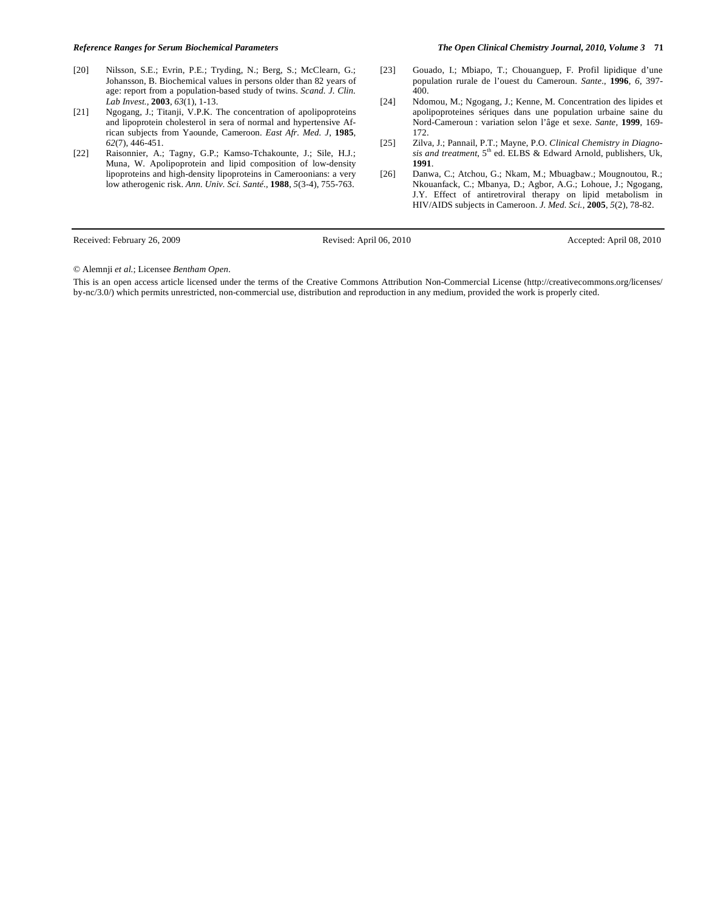[20] Nilsson, S.E.; Evrin, P.E.; Tryding, N.; Berg, S.; McClearn, G.; Johansson, B. Biochemical values in persons older than 82 years of age: report from a population-based study of twins. *Scand. J. Clin. Lab Invest.*, **2003**, *63*(1), 1-13.

[21] Ngogang, J.; Titanji, V.P.K. The concentration of apolipoproteins and lipoprotein cholesterol in sera of normal and hypertensive African subjects from Yaounde, Cameroon. *East Afr. Med. J*, **1985**, *62*(7), 446-451.

[22] Raisonnier, A.; Tagny, G.P.; Kamso-Tchakounte, J.; Sile, H.J.; Muna, W. Apolipoprotein and lipid composition of low-density lipoproteins and high-density lipoproteins in Cameroonians: a very low atherogenic risk. *Ann. Univ. Sci. Santé.*, **1988**, *5*(3-4), 755-763.

[23] Gouado, I.; Mbiapo, T.; Chouanguep, F. Profil lipidique d'une population rurale de l'ouest du Cameroun. *Sante.*, **1996**, *6*, 397-400.

[24] Ndomou, M.; Ngogang, J.; Kenne, M. Concentration des lipides et apolipoproteines sériques dans une population urbaine saine du Nord-Cameroun : variation selon l'âge et sexe. *Sante*, **1999**, 169-172.

[25] Zilva, J.; Pannail, P.T.; Mayne, P.O. *Clinical Chemistry in Diagnosis and treatment*, 5th ed. ELBS & Edward Arnold, publishers, Uk, **1991**.

[26] Danwa, C.; Atchou, G.; Nkam, M.; Mbuagbaw.; Mougnoutou, R.; Nkouanfack, C.; Mbanya, D.; Agbor, A.G.; Lohoue, J.; Ngogang, J.Y. Effect of antiretroviral therapy on lipid metabolism in HIV/AIDS subjects in Cameroon. *J. Med. Sci.*, **2005**, *5*(2), 78-82.

Received: February 26, 2009 Revised: April 06, 2010 Accepted: April 08, 2010

© Alemnji *et al.*; Licensee *Bentham Open*.

This is an open access article licensed under the terms of the Creative Commons Attribution Non-Commercial License (http://creativecommons.org/licenses/by-nc/3.0/) which permits unrestricted, non-commercial use, distribution and reproduction in any medium, provided the work is properly cited.